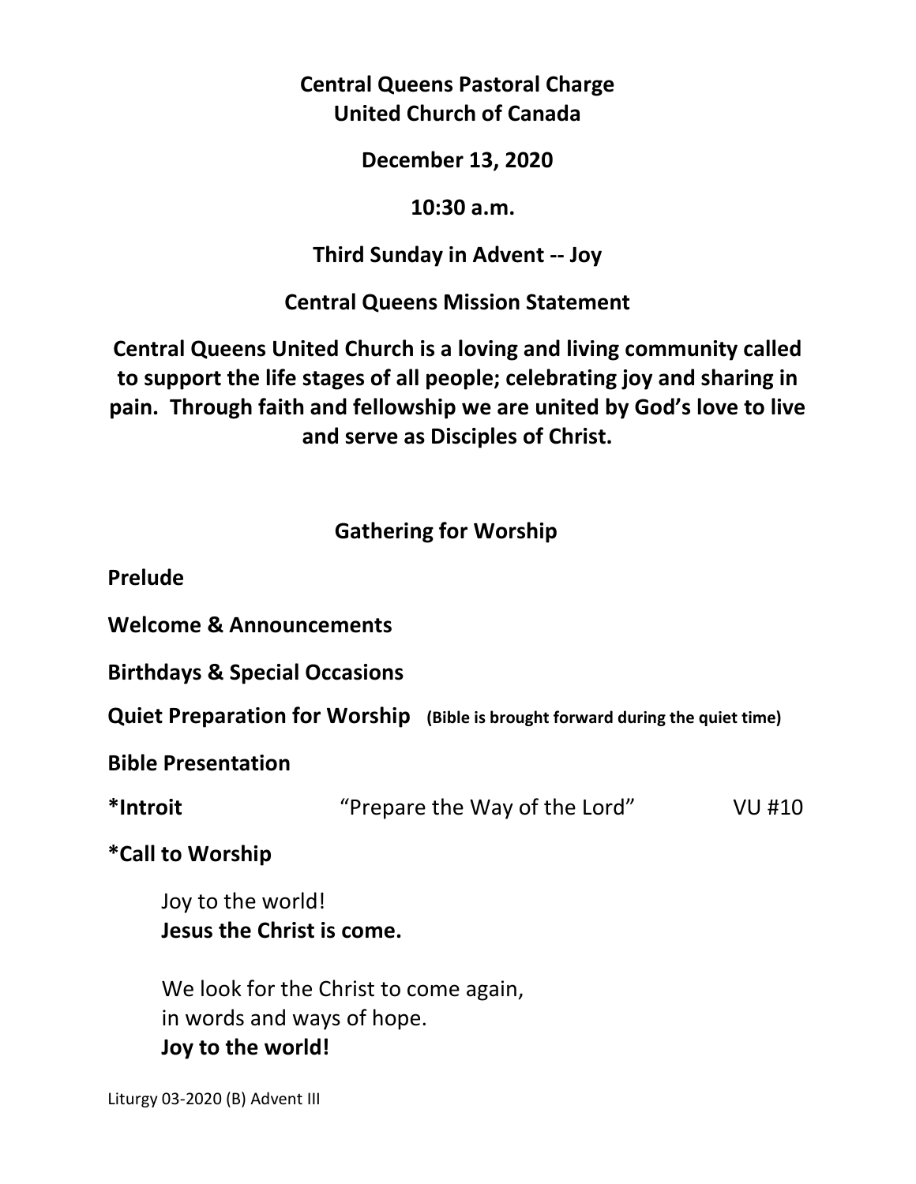**Central Queens Pastoral Charge**
**United Church of Canada**

**December 13, 2020**

**10:30 a.m.**

**Third Sunday in Advent -- Joy**

**Central Queens Mission Statement**

**Central Queens United Church is a loving and living community called to support the life stages of all people; celebrating joy and sharing in pain. Through faith and fellowship we are united by God's love to live and serve as Disciples of Christ.**

## Gathering for Worship

**Prelude**

**Welcome & Announcements**

**Birthdays & Special Occasions**

**Quiet Preparation for Worship** **(Bible is brought forward during the quiet time)**

**Bible Presentation**

**\*Introit** "Prepare the Way of the Lord" VU #10

**\*Call to Worship**

Joy to the world!
**Jesus the Christ is come.**

We look for the Christ to come again,
in words and ways of hope.
**Joy to the world!**

Liturgy 03-2020 (B) Advent III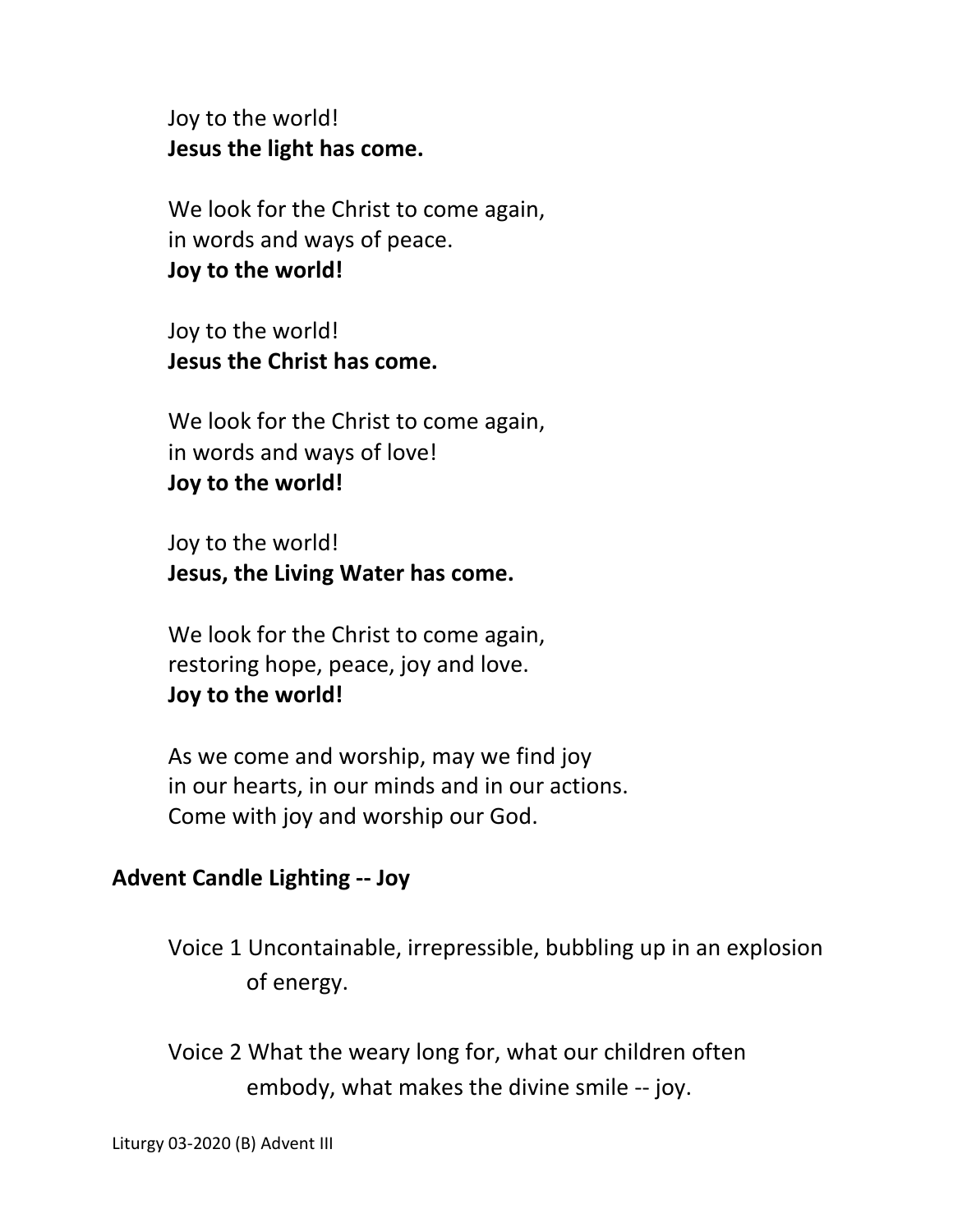Joy to the world!
**Jesus the light has come.**

We look for the Christ to come again,
in words and ways of peace.
**Joy to the world!**

Joy to the world!
**Jesus the Christ has come.**

We look for the Christ to come again,
in words and ways of love!
**Joy to the world!**

Joy to the world!
**Jesus, the Living Water has come.**

We look for the Christ to come again,
restoring hope, peace, joy and love.
**Joy to the world!**

As we come and worship, may we find joy
in our hearts, in our minds and in our actions.
Come with joy and worship our God.

**Advent Candle Lighting -- Joy**

Voice 1 Uncontainable, irrepressible, bubbling up in an explosion of energy.

Voice 2 What the weary long for, what our children often embody, what makes the divine smile -- joy.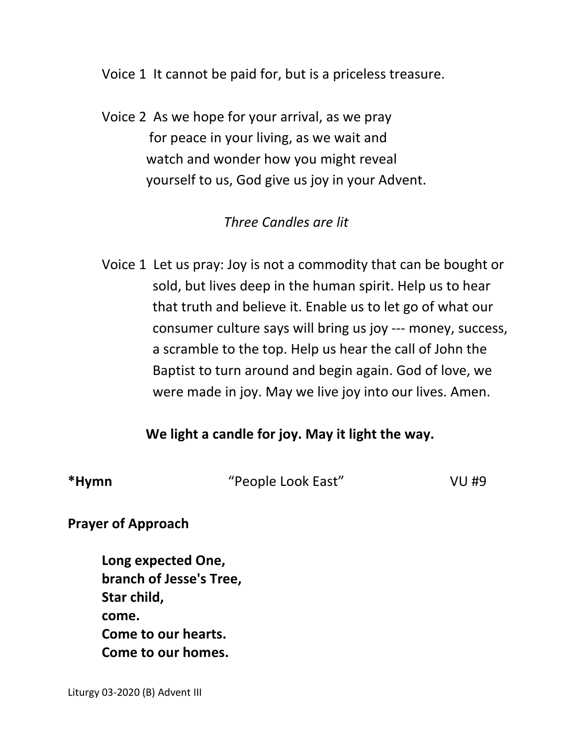Voice 1  It cannot be paid for, but is a priceless treasure.

Voice 2  As we hope for your arrival, as we pray for peace in your living, as we wait and watch and wonder how you might reveal yourself to us, God give us joy in your Advent.

*Three Candles are lit*

Voice 1  Let us pray: Joy is not a commodity that can be bought or sold, but lives deep in the human spirit. Help us to hear that truth and believe it. Enable us to let go of what our consumer culture says will bring us joy --- money, success, a scramble to the top. Help us hear the call of John the Baptist to turn around and begin again. God of love, we were made in joy. May we live joy into our lives. Amen.

**We light a candle for joy. May it light the way.**

**\*Hymn** "People Look East" VU #9

**Prayer of Approach**

**Long expected One,**
**branch of Jesse's Tree,**
**Star child,**
**come.**
**Come to our hearts.**
**Come to our homes.**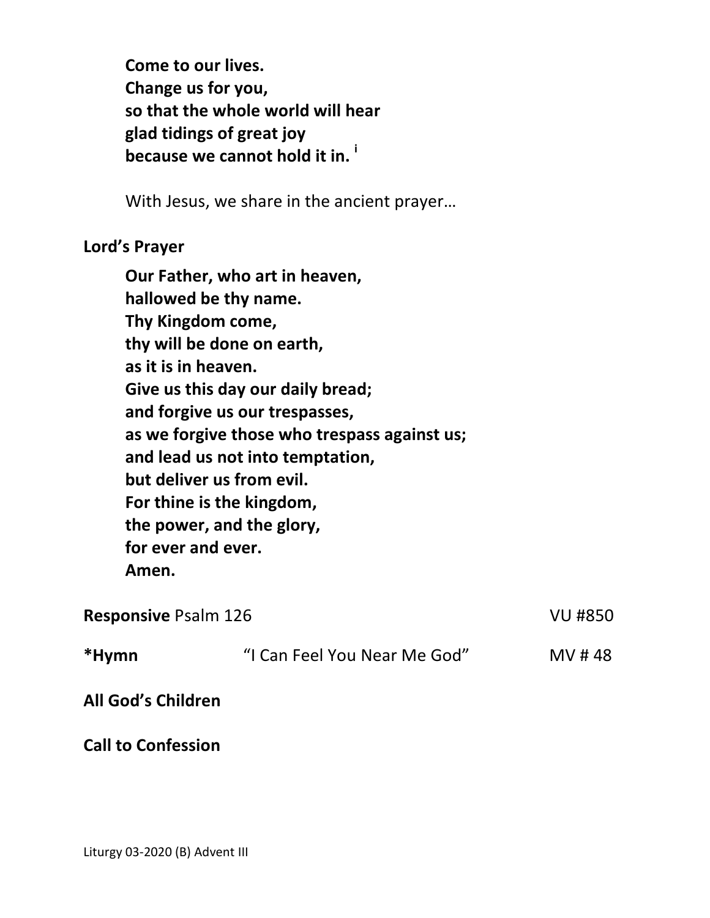**Come to our lives.**
**Change us for you,**
**so that the whole world will hear**
**glad tidings of great joy**
**because we cannot hold it in.** [i]

With Jesus, we share in the ancient prayer…

**Lord's Prayer**

**Our Father, who art in heaven,**
**hallowed be thy name.**
**Thy Kingdom come,**
**thy will be done on earth,**
**as it is in heaven.**
**Give us this day our daily bread;**
**and forgive us our trespasses,**
**as we forgive those who trespass against us;**
**and lead us not into temptation,**
**but deliver us from evil.**
**For thine is the kingdom,**
**the power, and the glory,**
**for ever and ever.**
**Amen.**

**Responsive** Psalm 126 VU #850

**\*Hymn** "I Can Feel You Near Me God" MV # 48

**All God's Children**

**Call to Confession**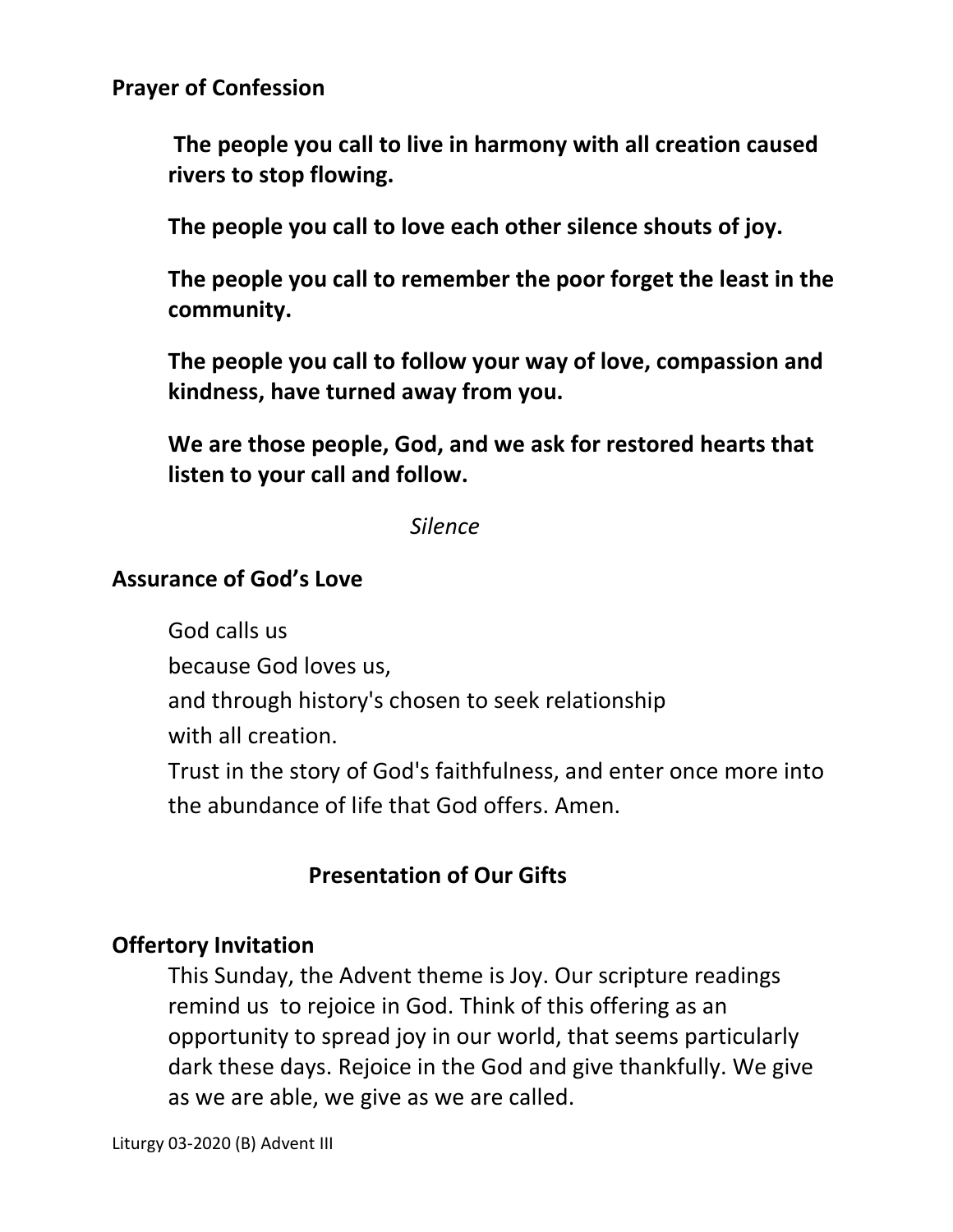**Prayer of Confession**

**The people you call to live in harmony with all creation caused rivers to stop flowing.**

**The people you call to love each other silence shouts of joy.**

**The people you call to remember the poor forget the least in the community.**

**The people you call to follow your way of love, compassion and kindness, have turned away from you.**

**We are those people, God, and we ask for restored hearts that listen to your call and follow.**

*Silence*

**Assurance of God's Love**

God calls us
because God loves us,
and through history's chosen to seek relationship
with all creation.
Trust in the story of God's faithfulness, and enter once more into the abundance of life that God offers. Amen.

**Presentation of Our Gifts**

**Offertory Invitation**

This Sunday, the Advent theme is Joy. Our scripture readings remind us to rejoice in God. Think of this offering as an opportunity to spread joy in our world, that seems particularly dark these days. Rejoice in the God and give thankfully. We give as we are able, we give as we are called.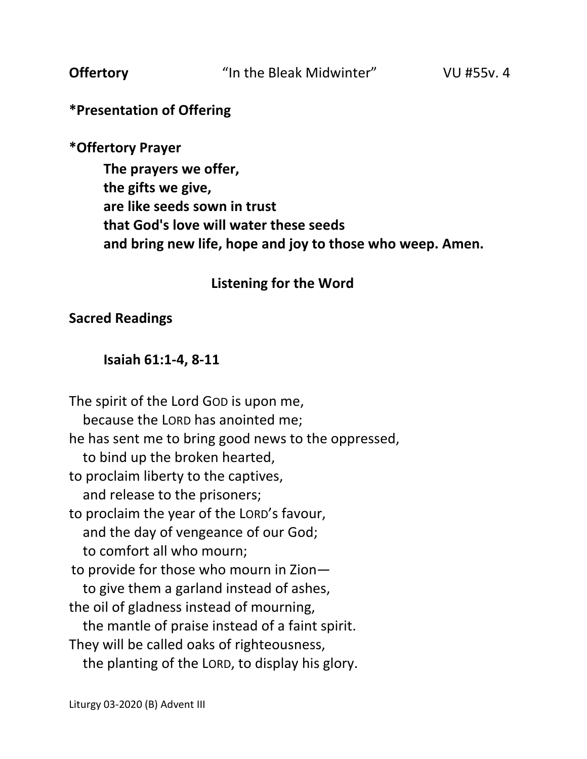**Offertory** "In the Bleak Midwinter" VU #55v. 4

**\*Presentation of Offering**

**\*Offertory Prayer**

**The prayers we offer,**
**the gifts we give,**
**are like seeds sown in trust**
**that God's love will water these seeds**
**and bring new life, hope and joy to those who weep. Amen.**

## Listening for the Word

**Sacred Readings**

**Isaiah 61:1-4, 8-11**

The spirit of the Lord GOD is upon me,
   because the LORD has anointed me;
he has sent me to bring good news to the oppressed,
   to bind up the broken hearted,
to proclaim liberty to the captives,
   and release to the prisoners;
to proclaim the year of the LORD's favour,
   and the day of vengeance of our God;
   to comfort all who mourn;
to provide for those who mourn in Zion—
   to give them a garland instead of ashes,
the oil of gladness instead of mourning,
   the mantle of praise instead of a faint spirit.
They will be called oaks of righteousness,
   the planting of the LORD, to display his glory.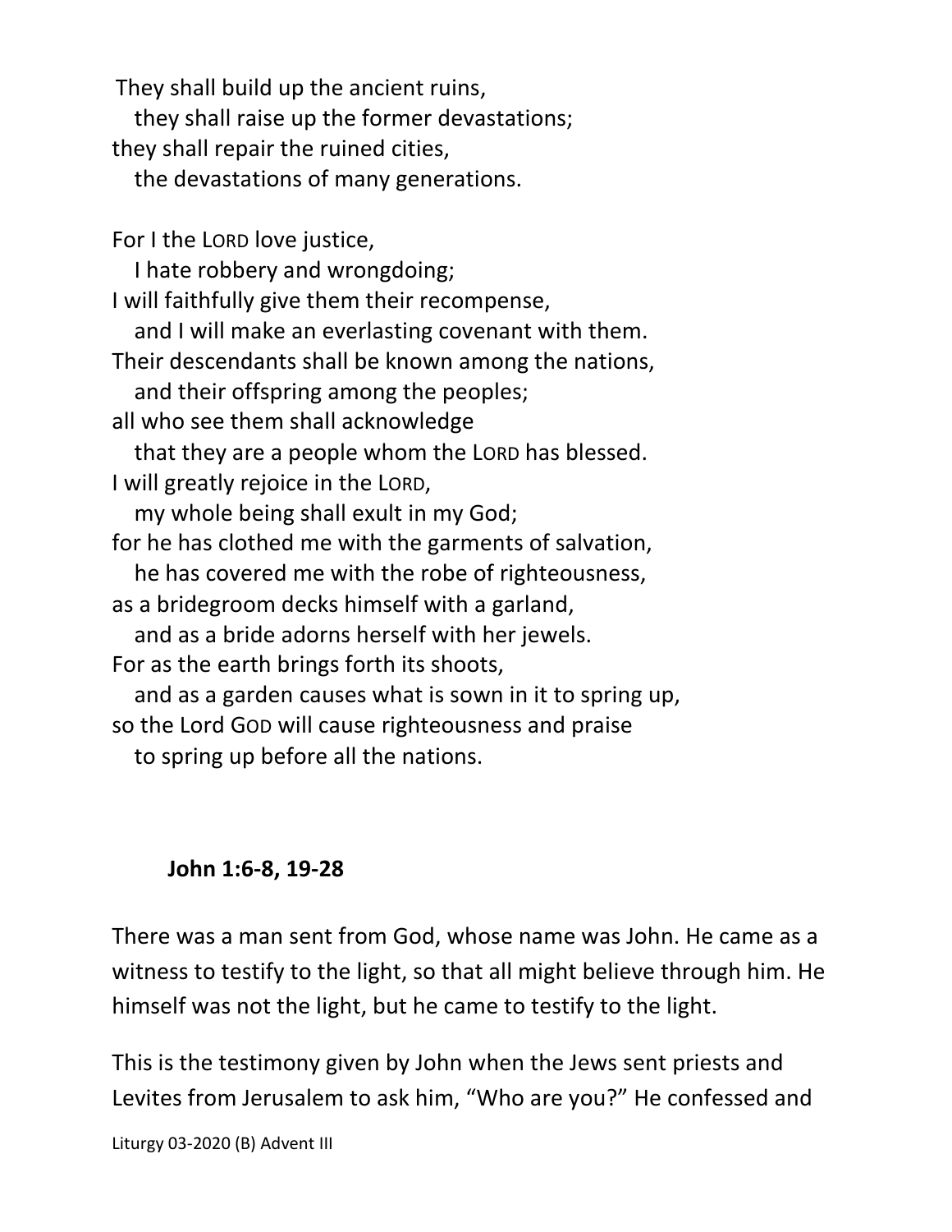They shall build up the ancient ruins,
   they shall raise up the former devastations;
they shall repair the ruined cities,
   the devastations of many generations.

For I the LORD love justice,
   I hate robbery and wrongdoing;
I will faithfully give them their recompense,
   and I will make an everlasting covenant with them.
Their descendants shall be known among the nations,
   and their offspring among the peoples;
all who see them shall acknowledge
   that they are a people whom the LORD has blessed.
I will greatly rejoice in the LORD,
   my whole being shall exult in my God;
for he has clothed me with the garments of salvation,
   he has covered me with the robe of righteousness,
as a bridegroom decks himself with a garland,
   and as a bride adorns herself with her jewels.
For as the earth brings forth its shoots,
   and as a garden causes what is sown in it to spring up,
so the Lord GOD will cause righteousness and praise
   to spring up before all the nations.

**John 1:6-8, 19-28**

There was a man sent from God, whose name was John. He came as a witness to testify to the light, so that all might believe through him. He himself was not the light, but he came to testify to the light.

This is the testimony given by John when the Jews sent priests and Levites from Jerusalem to ask him, "Who are you?" He confessed and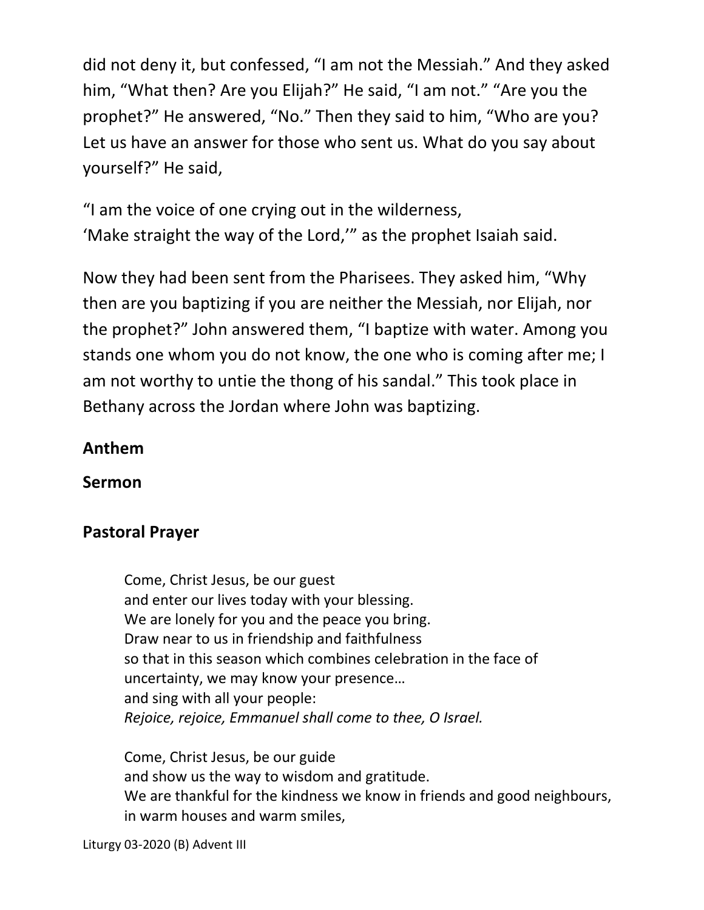did not deny it, but confessed, "I am not the Messiah." And they asked him, "What then? Are you Elijah?" He said, "I am not." "Are you the prophet?" He answered, "No." Then they said to him, "Who are you? Let us have an answer for those who sent us. What do you say about yourself?" He said,

"I am the voice of one crying out in the wilderness,
'Make straight the way of the Lord,'" as the prophet Isaiah said.

Now they had been sent from the Pharisees. They asked him, "Why then are you baptizing if you are neither the Messiah, nor Elijah, nor the prophet?" John answered them, "I baptize with water. Among you stands one whom you do not know, the one who is coming after me; I am not worthy to untie the thong of his sandal." This took place in Bethany across the Jordan where John was baptizing.

**Anthem**

**Sermon**

**Pastoral Prayer**

> Come, Christ Jesus, be our guest
> and enter our lives today with your blessing.
> We are lonely for you and the peace you bring.
> Draw near to us in friendship and faithfulness
> so that in this season which combines celebration in the face of uncertainty, we may know your presence…
> and sing with all your people:
> *Rejoice, rejoice, Emmanuel shall come to thee, O Israel.*
>
> Come, Christ Jesus, be our guide
> and show us the way to wisdom and gratitude.
> We are thankful for the kindness we know in friends and good neighbours,
> in warm houses and warm smiles,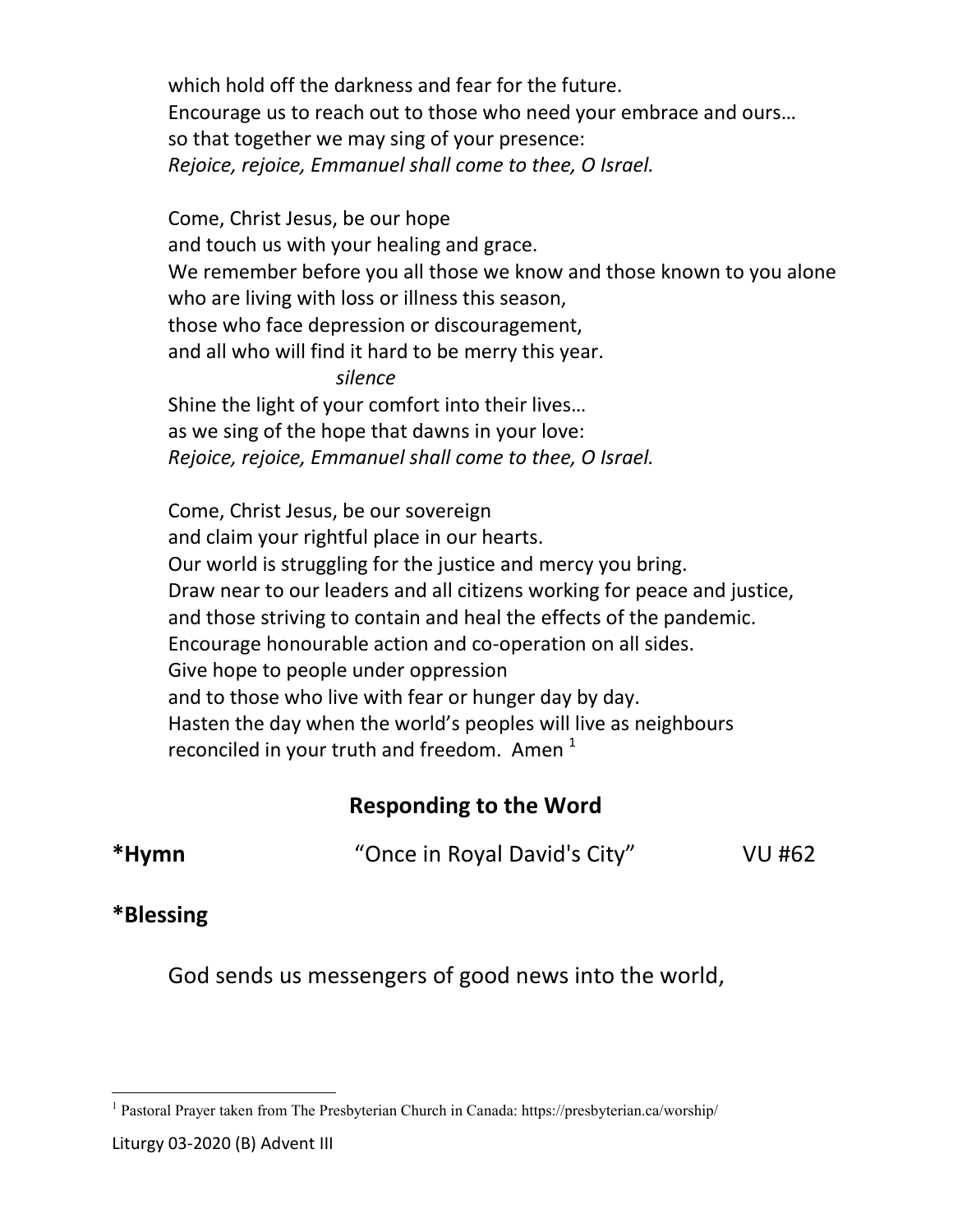which hold off the darkness and fear for the future.
Encourage us to reach out to those who need your embrace and ours…
so that together we may sing of your presence:
*Rejoice, rejoice, Emmanuel shall come to thee, O Israel.*

Come, Christ Jesus, be our hope
and touch us with your healing and grace.
We remember before you all those we know and those known to you alone
who are living with loss or illness this season,
those who face depression or discouragement,
and all who will find it hard to be merry this year.
*silence*
Shine the light of your comfort into their lives…
as we sing of the hope that dawns in your love:
*Rejoice, rejoice, Emmanuel shall come to thee, O Israel.*

Come, Christ Jesus, be our sovereign
and claim your rightful place in our hearts.
Our world is struggling for the justice and mercy you bring.
Draw near to our leaders and all citizens working for peace and justice,
and those striving to contain and heal the effects of the pandemic.
Encourage honourable action and co-operation on all sides.
Give hope to people under oppression
and to those who live with fear or hunger day by day.
Hasten the day when the world's peoples will live as neighbours
reconciled in your truth and freedom. Amen [1]

## Responding to the Word

**\*Hymn** "Once in Royal David's City" VU #62

**\*Blessing**

God sends us messengers of good news into the world,

---

[1] Pastoral Prayer taken from The Presbyterian Church in Canada: https://presbyterian.ca/worship/

Liturgy 03-2020 (B) Advent III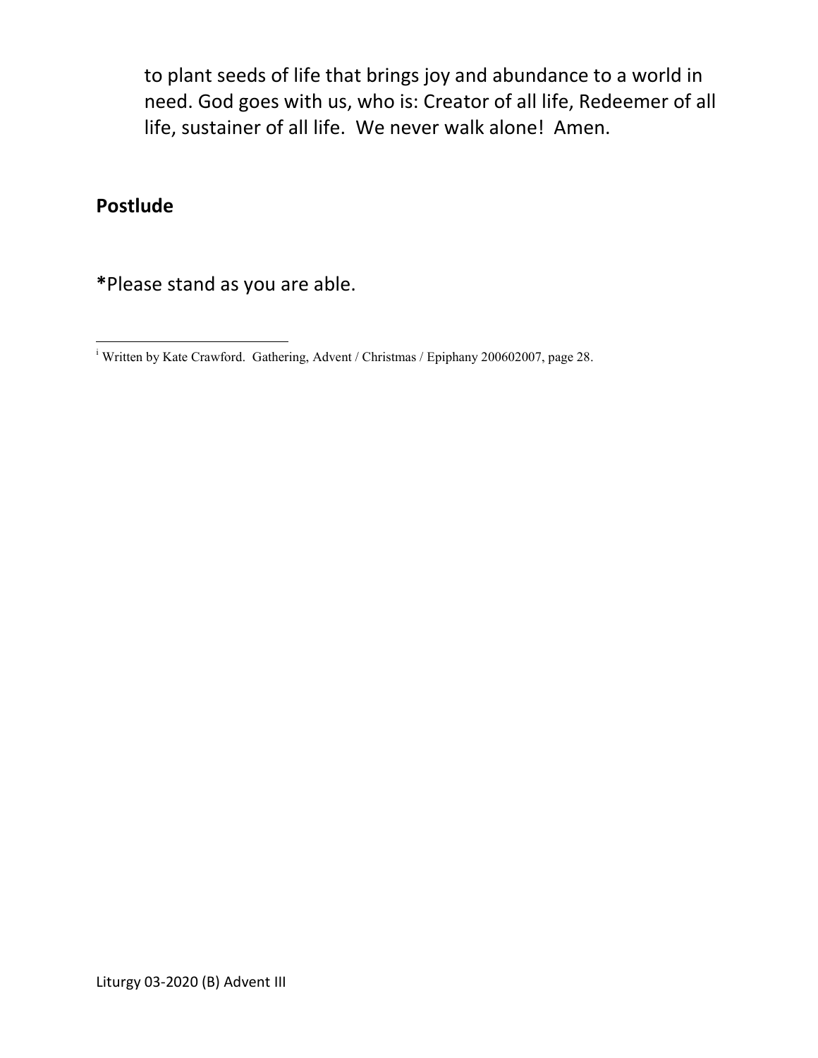to plant seeds of life that brings joy and abundance to a world in need. God goes with us, who is: Creator of all life, Redeemer of all life, sustainer of all life.  We never walk alone!  Amen.

## Postlude

**\***Please stand as you are able.

---

[i] Written by Kate Crawford.  Gathering, Advent / Christmas / Epiphany 200602007, page 28.